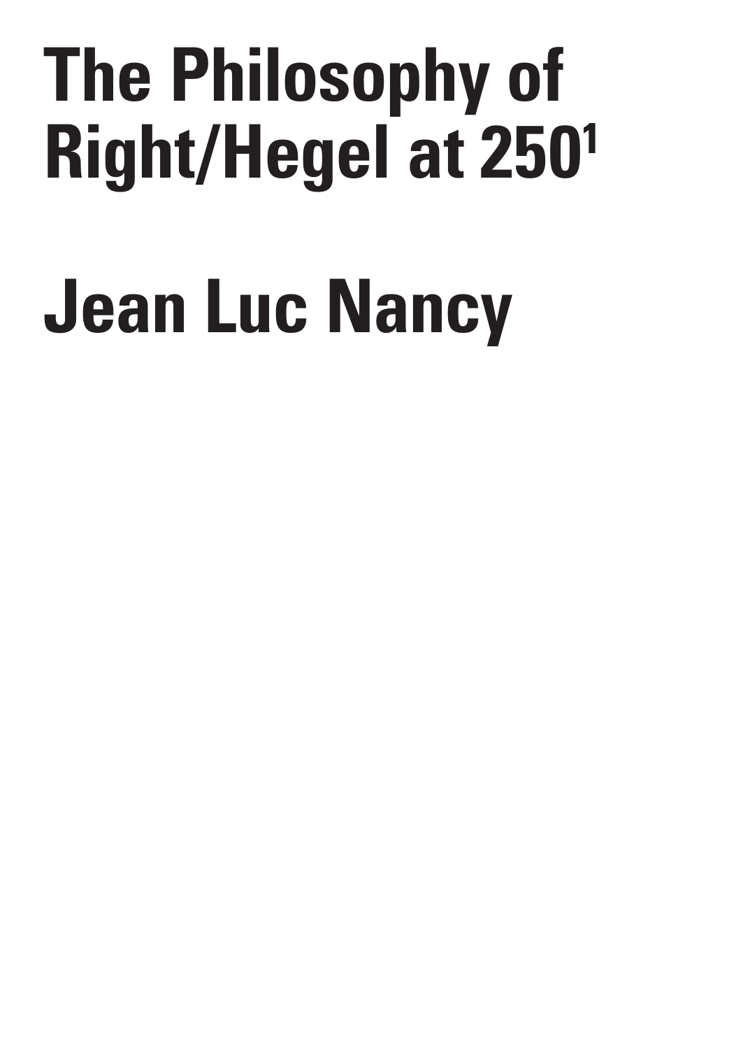# The Philosophy of Right/Hegel at 250[1]

# Jean Luc Nancy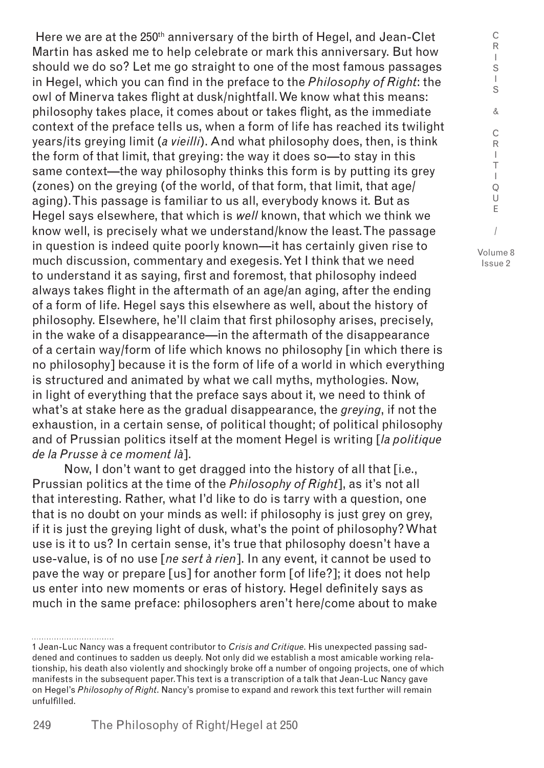Here we are at the 250th anniversary of the birth of Hegel, and Jean-Clet Martin has asked me to help celebrate or mark this anniversary. But how should we do so? Let me go straight to one of the most famous passages in Hegel, which you can find in the preface to the *Philosophy of Right*: the owl of Minerva takes flight at dusk/nightfall. We know what this means: philosophy takes place, it comes about or takes flight, as the immediate context of the preface tells us, when a form of life has reached its twilight years/its greying limit (*a vieilli*). And what philosophy does, then, is think the form of that limit, that greying: the way it does so—to stay in this same context—the way philosophy thinks this form is by putting its grey (zones) on the greying (of the world, of that form, that limit, that age/aging). This passage is familiar to us all, everybody knows it. But as Hegel says elsewhere, that which is *well* known, that which we think we know well, is precisely what we understand/know the least. The passage in question is indeed quite poorly known—it has certainly given rise to much discussion, commentary and exegesis. Yet I think that we need to understand it as saying, first and foremost, that philosophy indeed always takes flight in the aftermath of an age/an aging, after the ending of a form of life. Hegel says this elsewhere as well, about the history of philosophy. Elsewhere, he'll claim that first philosophy arises, precisely, in the wake of a disappearance—in the aftermath of the disappearance of a certain way/form of life which knows no philosophy [in which there is no philosophy] because it is the form of life of a world in which everything is structured and animated by what we call myths, mythologies. Now, in light of everything that the preface says about it, we need to think of what's at stake here as the gradual disappearance, the *greying*, if not the exhaustion, in a certain sense, of political thought; of political philosophy and of Prussian politics itself at the moment Hegel is writing [*la politique de la Prusse à ce moment là*].

Now, I don't want to get dragged into the history of all that [i.e., Prussian politics at the time of the *Philosophy of Right*], as it's not all that interesting. Rather, what I'd like to do is tarry with a question, one that is no doubt on your minds as well: if philosophy is just grey on grey, if it is just the greying light of dusk, what's the point of philosophy? What use is it to us? In certain sense, it's true that philosophy doesn't have a use-value, is of no use [*ne sert à rien*]. In any event, it cannot be used to pave the way or prepare [us] for another form [of life?]; it does not help us enter into new moments or eras of history. Hegel definitely says as much in the same preface: philosophers aren't here/come about to make

---

1 Jean-Luc Nancy was a frequent contributor to *Crisis and Critique*. His unexpected passing saddened and continues to sadden us deeply. Not only did we establish a most amicable working relationship, his death also violently and shockingly broke off a number of ongoing projects, one of which manifests in the subsequent paper. This text is a transcription of a talk that Jean-Luc Nancy gave on Hegel's *Philosophy of Right*. Nancy's promise to expand and rework this text further will remain unfulfilled.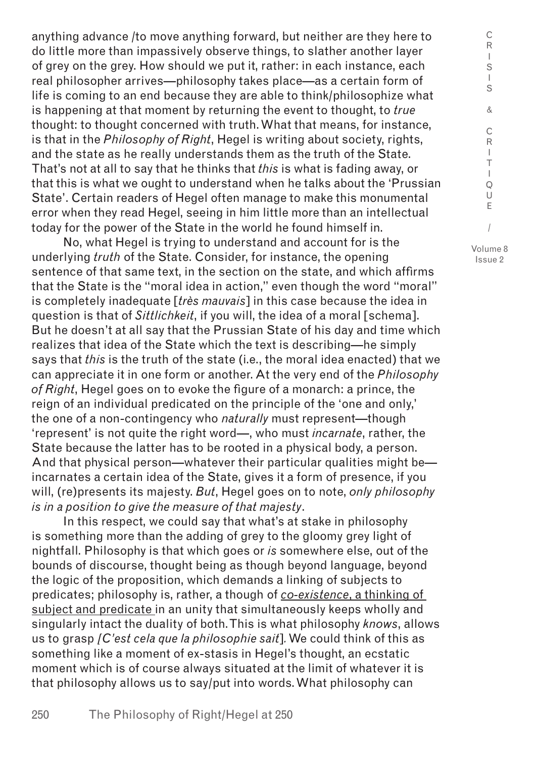anything advance /to move anything forward, but neither are they here to do little more than impassively observe things, to slather another layer of grey on the grey. How should we put it, rather: in each instance, each real philosopher arrives—philosophy takes place—as a certain form of life is coming to an end because they are able to think/philosophize what is happening at that moment by returning the event to thought, to *true* thought: to thought concerned with truth. What that means, for instance, is that in the *Philosophy of Right*, Hegel is writing about society, rights, and the state as he really understands them as the truth of the State. That's not at all to say that he thinks that *this* is what is fading away, or that this is what we ought to understand when he talks about the 'Prussian State'. Certain readers of Hegel often manage to make this monumental error when they read Hegel, seeing in him little more than an intellectual today for the power of the State in the world he found himself in.

No, what Hegel is trying to understand and account for is the underlying *truth* of the State. Consider, for instance, the opening sentence of that same text, in the section on the state, and which affirms that the State is the "moral idea in action," even though the word "moral" is completely inadequate [*très mauvais*] in this case because the idea in question is that of *Sittlichkeit*, if you will, the idea of a moral [schema]. But he doesn't at all say that the Prussian State of his day and time which realizes that idea of the State which the text is describing—he simply says that *this* is the truth of the state (i.e., the moral idea enacted) that we can appreciate it in one form or another. At the very end of the *Philosophy of Right*, Hegel goes on to evoke the figure of a monarch: a prince, the reign of an individual predicated on the principle of the 'one and only,' the one of a non-contingency who *naturally* must represent—though 'represent' is not quite the right word—, who must *incarnate*, rather, the State because the latter has to be rooted in a physical body, a person. And that physical person—whatever their particular qualities might be—incarnates a certain idea of the State, gives it a form of presence, if you will, (re)presents its majesty. *But*, Hegel goes on to note, *only philosophy is in a position to give the measure of that majesty*.

In this respect, we could say that what's at stake in philosophy is something more than the adding of grey to the gloomy grey light of nightfall. Philosophy is that which goes or *is* somewhere else, out of the bounds of discourse, thought being as though beyond language, beyond the logic of the proposition, which demands a linking of subjects to predicates; philosophy is, rather, a though of <u>*co-existence*, a thinking of subject and predicate</u> in an unity that simultaneously keeps wholly and singularly intact the duality of both. This is what philosophy *knows*, allows us to grasp *[C'est cela que la philosophie sait*]*.* We could think of this as something like a moment of ex-stasis in Hegel's thought, an ecstatic moment which is of course always situated at the limit of whatever it is that philosophy allows us to say/put into words. What philosophy can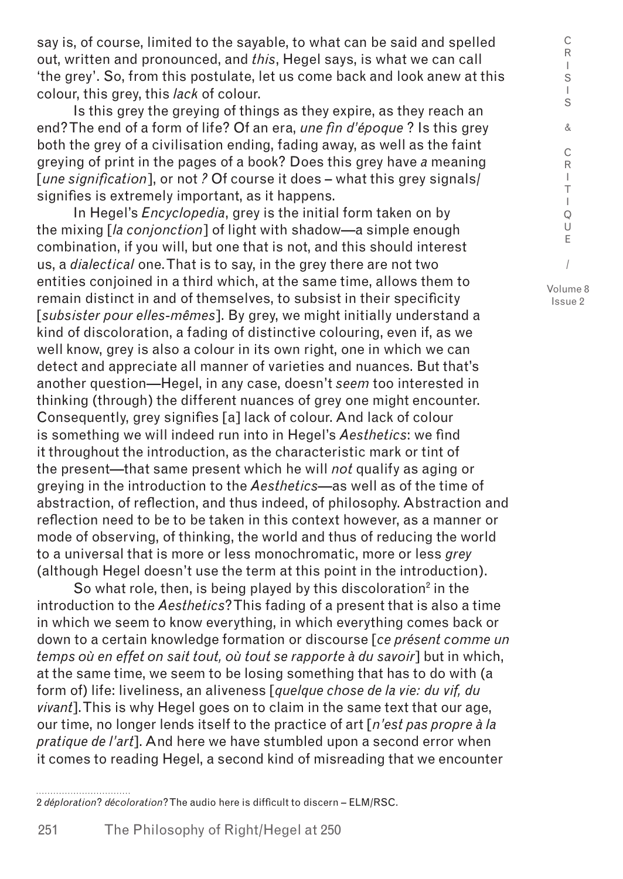say is, of course, limited to the sayable, to what can be said and spelled out, written and pronounced, and *this*, Hegel says, is what we can call 'the grey'. So, from this postulate, let us come back and look anew at this colour, this grey, this *lack* of colour.

Is this grey the greying of things as they expire, as they reach an end? The end of a form of life? Of an era, *une fin d'époque* ? Is this grey both the grey of a civilisation ending, fading away, as well as the faint greying of print in the pages of a book? Does this grey have *a* meaning [*une signification*], or not *?* Of course it does – what this grey signals/signifies is extremely important, as it happens.

In Hegel's *Encyclopedia*, grey is the initial form taken on by the mixing [*la conjonction*] of light with shadow—a simple enough combination, if you will, but one that is not, and this should interest us, a *dialectical* one. That is to say, in the grey there are not two entities conjoined in a third which, at the same time, allows them to remain distinct in and of themselves, to subsist in their specificity [*subsister pour elles-mêmes*]. By grey, we might initially understand a kind of discoloration, a fading of distinctive colouring, even if, as we well know, grey is also a colour in its own right, one in which we can detect and appreciate all manner of varieties and nuances. But that's another question—Hegel, in any case, doesn't *seem* too interested in thinking (through) the different nuances of grey one might encounter. Consequently, grey signifies [a] lack of colour. And lack of colour is something we will indeed run into in Hegel's *Aesthetics*: we find it throughout the introduction, as the characteristic mark or tint of the present—that same present which he will *not* qualify as aging or greying in the introduction to the *Aesthetics*—as well as of the time of abstraction, of reflection, and thus indeed, of philosophy. Abstraction and reflection need to be to be taken in this context however, as a manner or mode of observing, of thinking, the world and thus of reducing the world to a universal that is more or less monochromatic, more or less *grey* (although Hegel doesn't use the term at this point in the introduction).

So what role, then, is being played by this discoloration[2] in the introduction to the *Aesthetics*? This fading of a present that is also a time in which we seem to know everything, in which everything comes back or down to a certain knowledge formation or discourse [*ce présent comme un temps où en effet on sait tout, où tout se rapporte à du savoir*] but in which, at the same time, we seem to be losing something that has to do with (a form of) life: liveliness, an aliveness [*quelque chose de la vie: du vif, du vivant*]. This is why Hegel goes on to claim in the same text that our age, our time, no longer lends itself to the practice of art [*n'est pas propre à la pratique de l'art*]. And here we have stumbled upon a second error when it comes to reading Hegel, a second kind of misreading that we encounter

---

2 *déploration*? *décoloration*? The audio here is difficult to discern – ELM/RSC.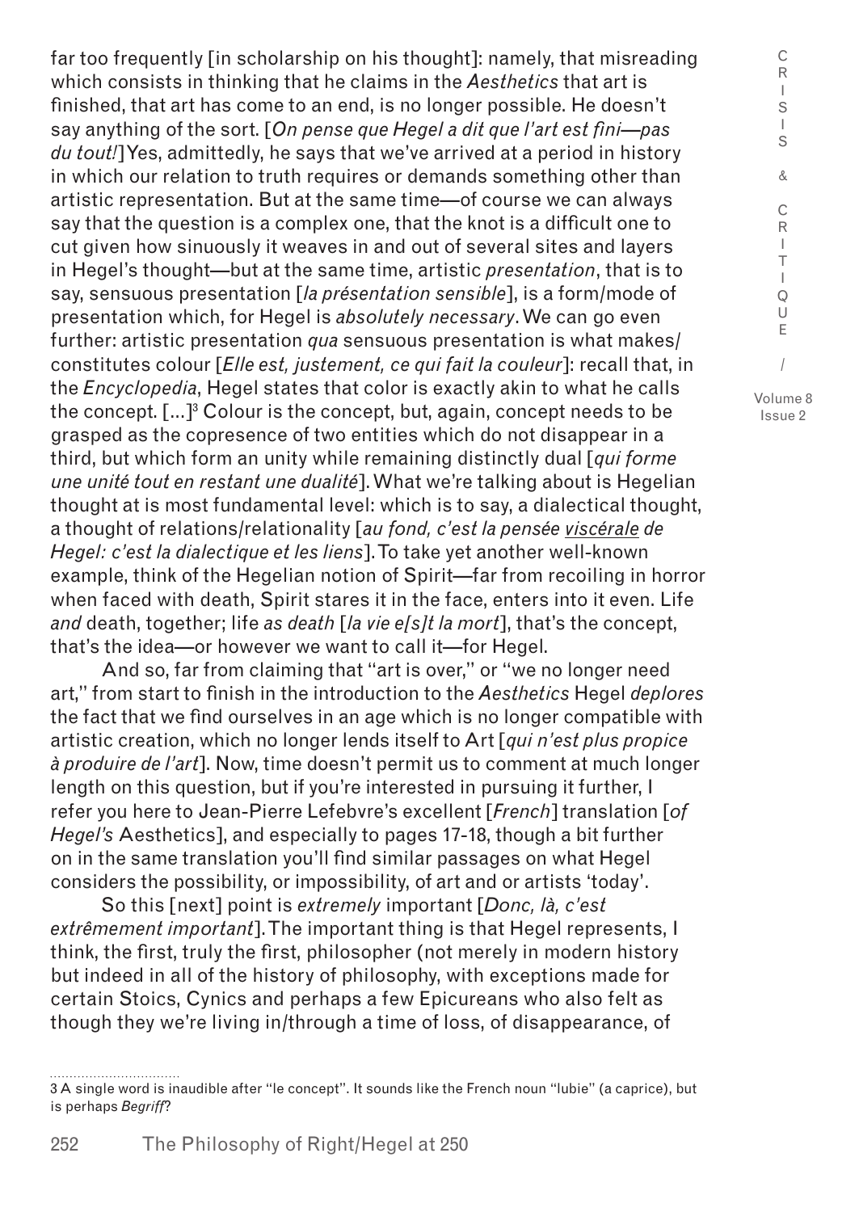far too frequently [in scholarship on his thought]: namely, that misreading which consists in thinking that he claims in the *Aesthetics* that art is finished, that art has come to an end, is no longer possible. He doesn't say anything of the sort. [*On pense que Hegel a dit que l'art est fini—pas du tout!*] Yes, admittedly, he says that we've arrived at a period in history in which our relation to truth requires or demands something other than artistic representation. But at the same time—of course we can always say that the question is a complex one, that the knot is a difficult one to cut given how sinuously it weaves in and out of several sites and layers in Hegel's thought—but at the same time, artistic *presentation*, that is to say, sensuous presentation [*la présentation sensible*], is a form/mode of presentation which, for Hegel is *absolutely necessary*. We can go even further: artistic presentation *qua* sensuous presentation is what makes/constitutes colour [*Elle est, justement, ce qui fait la couleur*]: recall that, in the *Encyclopedia*, Hegel states that color is exactly akin to what he calls the concept. [...][3] Colour is the concept, but, again, concept needs to be grasped as the copresence of two entities which do not disappear in a third, but which form an unity while remaining distinctly dual [*qui forme une unité tout en restant une dualité*]. What we're talking about is Hegelian thought at is most fundamental level: which is to say, a dialectical thought, a thought of relations/relationality [*au fond, c'est la pensée <u>viscérale</u> de Hegel: c'est la dialectique et les liens*]. To take yet another well-known example, think of the Hegelian notion of Spirit—far from recoiling in horror when faced with death, Spirit stares it in the face, enters into it even. Life *and* death, together; life *as death* [*la vie e[s]t la mort*], that's the concept, that's the idea—or however we want to call it—for Hegel.

And so, far from claiming that "art is over," or "we no longer need art," from start to finish in the introduction to the *Aesthetics* Hegel *deplores* the fact that we find ourselves in an age which is no longer compatible with artistic creation, which no longer lends itself to Art [*qui n'est plus propice à produire de l'art*]. Now, time doesn't permit us to comment at much longer length on this question, but if you're interested in pursuing it further, I refer you here to Jean-Pierre Lefebvre's excellent [*French*] translation [*of Hegel's* Aesthetics], and especially to pages 17-18, though a bit further on in the same translation you'll find similar passages on what Hegel considers the possibility, or impossibility, of art and or artists 'today'.

So this [next] point is *extremely* important [*Donc, là, c'est extrêmement important*]. The important thing is that Hegel represents, I think, the first, truly the first, philosopher (not merely in modern history but indeed in all of the history of philosophy, with exceptions made for certain Stoics, Cynics and perhaps a few Epicureans who also felt as though they we're living in/through a time of loss, of disappearance, of

---

3 A single word is inaudible after "le concept". It sounds like the French noun "lubie" (a caprice), but is perhaps *Begriff*?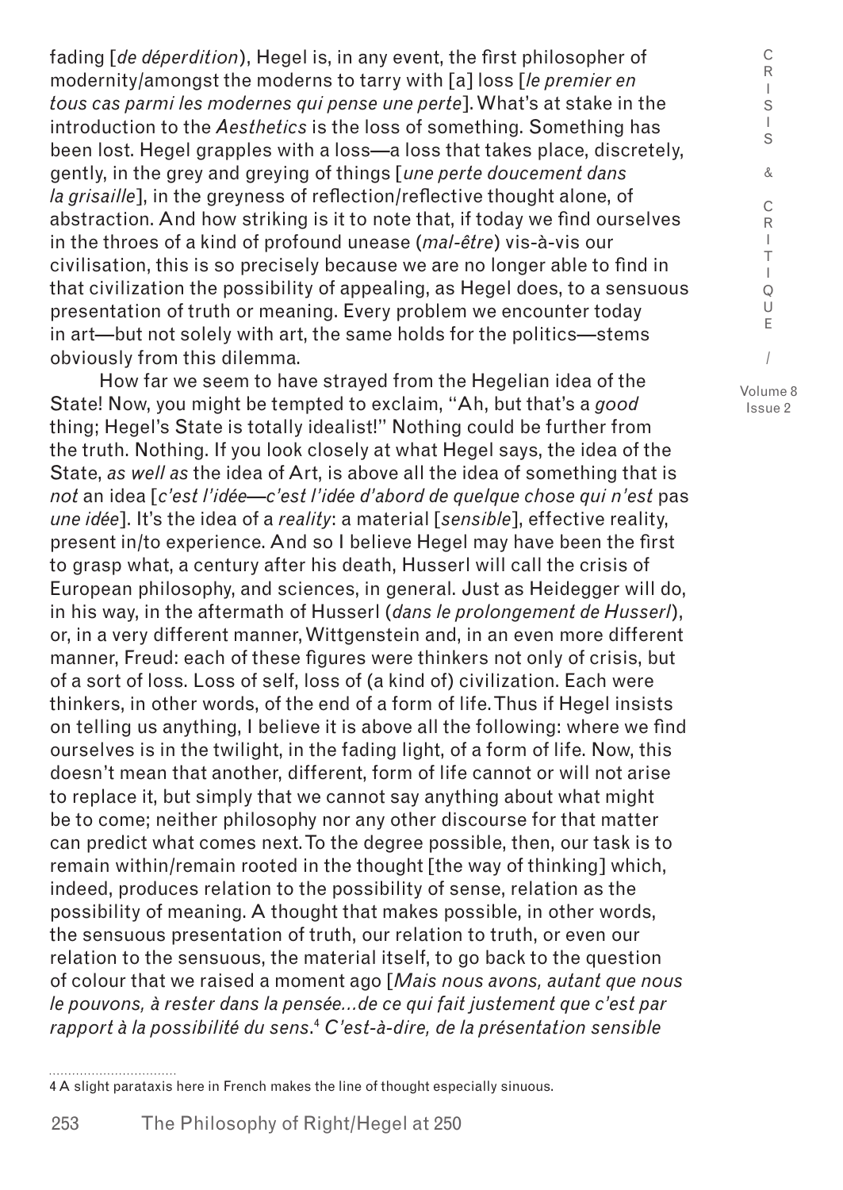fading [*de déperdition*], Hegel is, in any event, the first philosopher of modernity/amongst the moderns to tarry with [a] loss [*le premier en tous cas parmi les modernes qui pense une perte*]. What's at stake in the introduction to the *Aesthetics* is the loss of something. Something has been lost. Hegel grapples with a loss—a loss that takes place, discretely, gently, in the grey and greying of things [*une perte doucement dans la grisaille*], in the greyness of reflection/reflective thought alone, of abstraction. And how striking is it to note that, if today we find ourselves in the throes of a kind of profound unease (*mal-être*) vis-à-vis our civilisation, this is so precisely because we are no longer able to find in that civilization the possibility of appealing, as Hegel does, to a sensuous presentation of truth or meaning. Every problem we encounter today in art—but not solely with art, the same holds for the politics—stems obviously from this dilemma.

How far we seem to have strayed from the Hegelian idea of the State! Now, you might be tempted to exclaim, "Ah, but that's a *good* thing; Hegel's State is totally idealist!" Nothing could be further from the truth. Nothing. If you look closely at what Hegel says, the idea of the State, *as well as* the idea of Art, is above all the idea of something that is *not* an idea [*c'est l'idée—c'est l'idée d'abord de quelque chose qui n'est* pas *une idée*]. It's the idea of a *reality*: a material [*sensible*], effective reality, present in/to experience. And so I believe Hegel may have been the first to grasp what, a century after his death, Husserl will call the crisis of European philosophy, and sciences, in general. Just as Heidegger will do, in his way, in the aftermath of Husserl (*dans le prolongement de Husserl*), or, in a very different manner, Wittgenstein and, in an even more different manner, Freud: each of these figures were thinkers not only of crisis, but of a sort of loss. Loss of self, loss of (a kind of) civilization. Each were thinkers, in other words, of the end of a form of life. Thus if Hegel insists on telling us anything, I believe it is above all the following: where we find ourselves is in the twilight, in the fading light, of a form of life. Now, this doesn't mean that another, different, form of life cannot or will not arise to replace it, but simply that we cannot say anything about what might be to come; neither philosophy nor any other discourse for that matter can predict what comes next. To the degree possible, then, our task is to remain within/remain rooted in the thought [the way of thinking] which, indeed, produces relation to the possibility of sense, relation as the possibility of meaning. A thought that makes possible, in other words, the sensuous presentation of truth, our relation to truth, or even our relation to the sensuous, the material itself, to go back to the question of colour that we raised a moment ago [*Mais nous avons, autant que nous le pouvons, à rester dans la pensée...de ce qui fait justement que c'est par rapport à la possibilité du sens.*[4] *C'est-à-dire, de la présentation sensible*

4 A slight parataxis here in French makes the line of thought especially sinuous.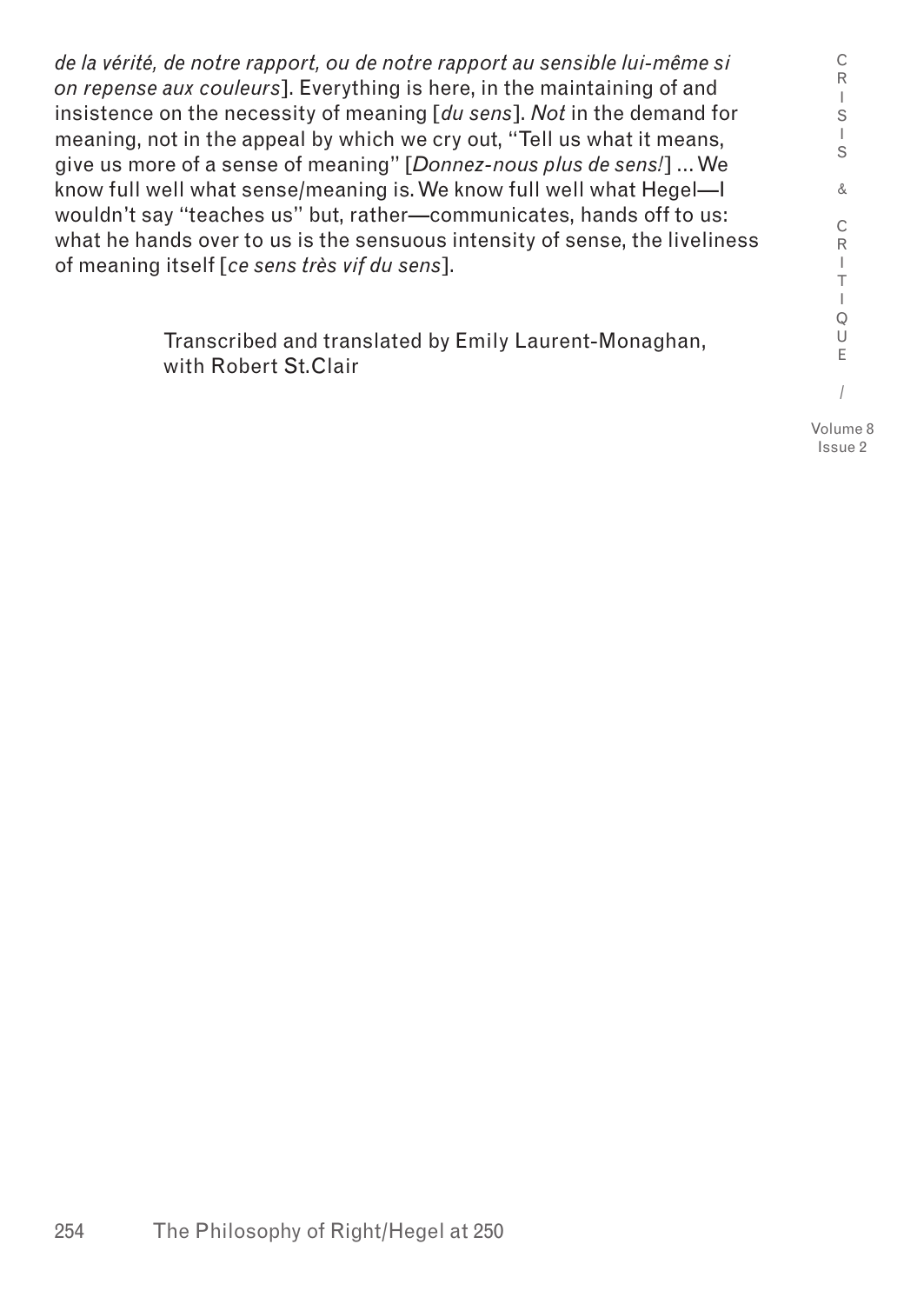*de la vérité, de notre rapport, ou de notre rapport au sensible lui-même si on repense aux couleurs*]. Everything is here, in the maintaining of and insistence on the necessity of meaning [*du sens*]. *Not* in the demand for meaning, not in the appeal by which we cry out, "Tell us what it means, give us more of a sense of meaning" [*Donnez-nous plus de sens!*] ... We know full well what sense/meaning is. We know full well what Hegel—I wouldn't say "teaches us" but, rather—communicates, hands off to us: what he hands over to us is the sensuous intensity of sense, the liveliness of meaning itself [*ce sens très vif du sens*].

Transcribed and translated by Emily Laurent-Monaghan, with Robert St.Clair